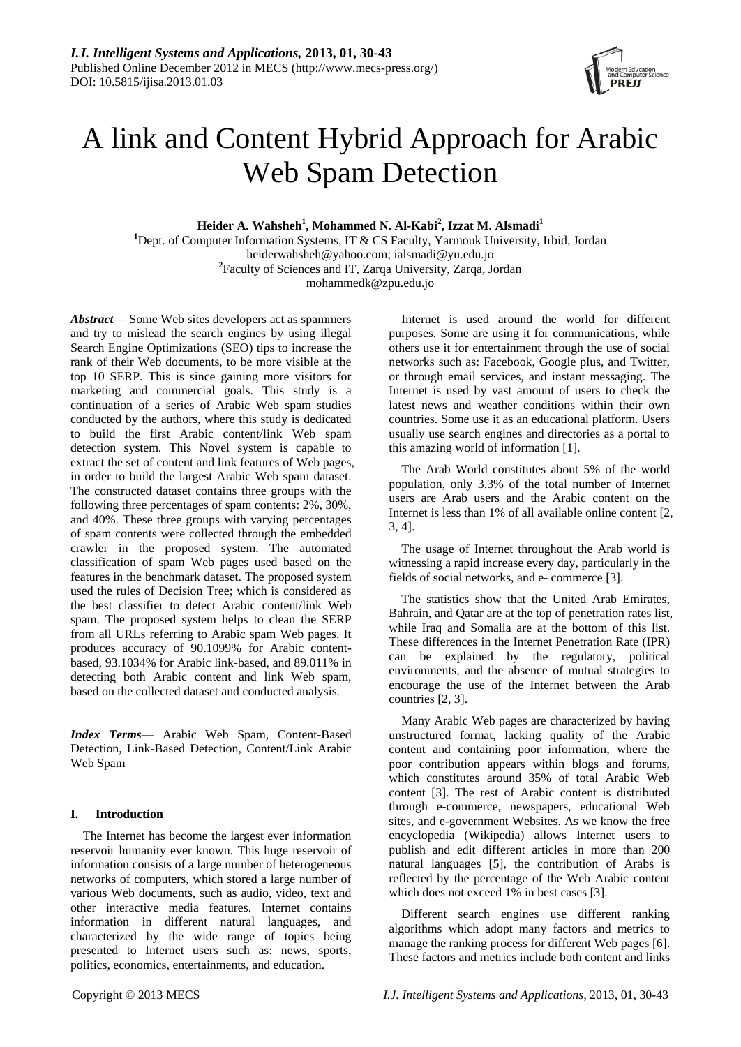*I.J. Intelligent Systems and Applications,* **2013, 01, 30-43**
Published Online December 2012 in MECS (http://www.mecs-press.org/)
DOI: 10.5815/ijisa.2013.01.03

# A link and Content Hybrid Approach for Arabic Web Spam Detection

**Heider A. Wahsheh[1], Mohammed N. Al-Kabi[2], Izzat M. Alsmadi[1]**

[1]Dept. of Computer Information Systems, IT & CS Faculty, Yarmouk University, Irbid, Jordan
heiderwahsheh@yahoo.com; ialsmadi@yu.edu.jo
[2]Faculty of Sciences and IT, Zarqa University, Zarqa, Jordan
mohammedk@zpu.edu.jo

***Abstract***— Some Web sites developers act as spammers and try to mislead the search engines by using illegal Search Engine Optimizations (SEO) tips to increase the rank of their Web documents, to be more visible at the top 10 SERP. This is since gaining more visitors for marketing and commercial goals. This study is a continuation of a series of Arabic Web spam studies conducted by the authors, where this study is dedicated to build the first Arabic content/link Web spam detection system. This Novel system is capable to extract the set of content and link features of Web pages, in order to build the largest Arabic Web spam dataset. The constructed dataset contains three groups with the following three percentages of spam contents: 2%, 30%, and 40%. These three groups with varying percentages of spam contents were collected through the embedded crawler in the proposed system. The automated classification of spam Web pages used based on the features in the benchmark dataset. The proposed system used the rules of Decision Tree; which is considered as the best classifier to detect Arabic content/link Web spam. The proposed system helps to clean the SERP from all URLs referring to Arabic spam Web pages. It produces accuracy of 90.1099% for Arabic content-based, 93.1034% for Arabic link-based, and 89.011% in detecting both Arabic content and link Web spam, based on the collected dataset and conducted analysis.

***Index Terms***— Arabic Web Spam, Content-Based Detection, Link-Based Detection, Content/Link Arabic Web Spam

## I. Introduction

The Internet has become the largest ever information reservoir humanity ever known. This huge reservoir of information consists of a large number of heterogeneous networks of computers, which stored a large number of various Web documents, such as audio, video, text and other interactive media features. Internet contains information in different natural languages, and characterized by the wide range of topics being presented to Internet users such as: news, sports, politics, economics, entertainments, and education.

Internet is used around the world for different purposes. Some are using it for communications, while others use it for entertainment through the use of social networks such as: Facebook, Google plus, and Twitter, or through email services, and instant messaging. The Internet is used by vast amount of users to check the latest news and weather conditions within their own countries. Some use it as an educational platform. Users usually use search engines and directories as a portal to this amazing world of information [1].

The Arab World constitutes about 5% of the world population, only 3.3% of the total number of Internet users are Arab users and the Arabic content on the Internet is less than 1% of all available online content [2, 3, 4].

The usage of Internet throughout the Arab world is witnessing a rapid increase every day, particularly in the fields of social networks, and e- commerce [3].

The statistics show that the United Arab Emirates, Bahrain, and Qatar are at the top of penetration rates list, while Iraq and Somalia are at the bottom of this list. These differences in the Internet Penetration Rate (IPR) can be explained by the regulatory, political environments, and the absence of mutual strategies to encourage the use of the Internet between the Arab countries [2, 3].

Many Arabic Web pages are characterized by having unstructured format, lacking quality of the Arabic content and containing poor information, where the poor contribution appears within blogs and forums, which constitutes around 35% of total Arabic Web content [3]. The rest of Arabic content is distributed through e-commerce, newspapers, educational Web sites, and e-government Websites. As we know the free encyclopedia (Wikipedia) allows Internet users to publish and edit different articles in more than 200 natural languages [5], the contribution of Arabs is reflected by the percentage of the Web Arabic content which does not exceed 1% in best cases [3].

Different search engines use different ranking algorithms which adopt many factors and metrics to manage the ranking process for different Web pages [6]. These factors and metrics include both content and links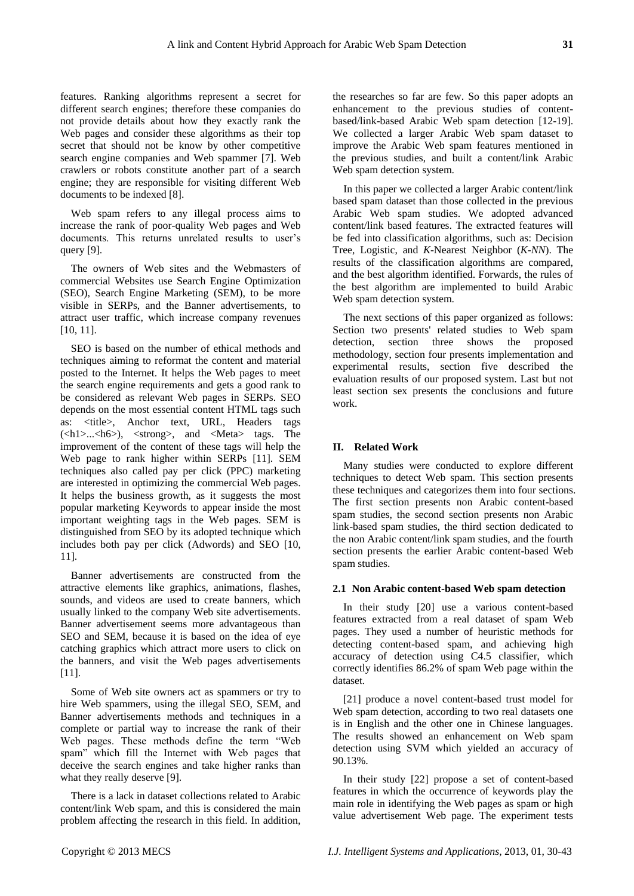features. Ranking algorithms represent a secret for different search engines; therefore these companies do not provide details about how they exactly rank the Web pages and consider these algorithms as their top secret that should not be know by other competitive search engine companies and Web spammer [7]. Web crawlers or robots constitute another part of a search engine; they are responsible for visiting different Web documents to be indexed [8].

Web spam refers to any illegal process aims to increase the rank of poor-quality Web pages and Web documents. This returns unrelated results to user's query [9].

The owners of Web sites and the Webmasters of commercial Websites use Search Engine Optimization (SEO), Search Engine Marketing (SEM), to be more visible in SERPs, and the Banner advertisements, to attract user traffic, which increase company revenues [10, 11].

SEO is based on the number of ethical methods and techniques aiming to reformat the content and material posted to the Internet. It helps the Web pages to meet the search engine requirements and gets a good rank to be considered as relevant Web pages in SERPs. SEO depends on the most essential content HTML tags such as: <title>, Anchor text, URL, Headers tags (<h1>...<h6>), <strong>, and <Meta> tags. The improvement of the content of these tags will help the Web page to rank higher within SERPs [11]. SEM techniques also called pay per click (PPC) marketing are interested in optimizing the commercial Web pages. It helps the business growth, as it suggests the most popular marketing Keywords to appear inside the most important weighting tags in the Web pages. SEM is distinguished from SEO by its adopted technique which includes both pay per click (Adwords) and SEO [10, 11].

Banner advertisements are constructed from the attractive elements like graphics, animations, flashes, sounds, and videos are used to create banners, which usually linked to the company Web site advertisements. Banner advertisement seems more advantageous than SEO and SEM, because it is based on the idea of eye catching graphics which attract more users to click on the banners, and visit the Web pages advertisements [11].

Some of Web site owners act as spammers or try to hire Web spammers, using the illegal SEO, SEM, and Banner advertisements methods and techniques in a complete or partial way to increase the rank of their Web pages. These methods define the term "Web spam" which fill the Internet with Web pages that deceive the search engines and take higher ranks than what they really deserve [9].

There is a lack in dataset collections related to Arabic content/link Web spam, and this is considered the main problem affecting the research in this field. In addition, the researches so far are few. So this paper adopts an enhancement to the previous studies of content-based/link-based Arabic Web spam detection [12-19]. We collected a larger Arabic Web spam dataset to improve the Arabic Web spam features mentioned in the previous studies, and built a content/link Arabic Web spam detection system.

In this paper we collected a larger Arabic content/link based spam dataset than those collected in the previous Arabic Web spam studies. We adopted advanced content/link based features. The extracted features will be fed into classification algorithms, such as: Decision Tree, Logistic, and *K*-Nearest Neighbor (*K-NN*). The results of the classification algorithms are compared, and the best algorithm identified. Forwards, the rules of the best algorithm are implemented to build Arabic Web spam detection system.

The next sections of this paper organized as follows: Section two presents' related studies to Web spam detection, section three shows the proposed methodology, section four presents implementation and experimental results, section five described the evaluation results of our proposed system. Last but not least section sex presents the conclusions and future work.

## II. Related Work

Many studies were conducted to explore different techniques to detect Web spam. This section presents these techniques and categorizes them into four sections. The first section presents non Arabic content-based spam studies, the second section presents non Arabic link-based spam studies, the third section dedicated to the non Arabic content/link spam studies, and the fourth section presents the earlier Arabic content-based Web spam studies.

### 2.1 Non Arabic content-based Web spam detection

In their study [20] use a various content-based features extracted from a real dataset of spam Web pages. They used a number of heuristic methods for detecting content-based spam, and achieving high accuracy of detection using C4.5 classifier, which correctly identifies 86.2% of spam Web page within the dataset.

[21] produce a novel content-based trust model for Web spam detection, according to two real datasets one is in English and the other one in Chinese languages. The results showed an enhancement on Web spam detection using SVM which yielded an accuracy of 90.13%.

In their study [22] propose a set of content-based features in which the occurrence of keywords play the main role in identifying the Web pages as spam or high value advertisement Web page. The experiment tests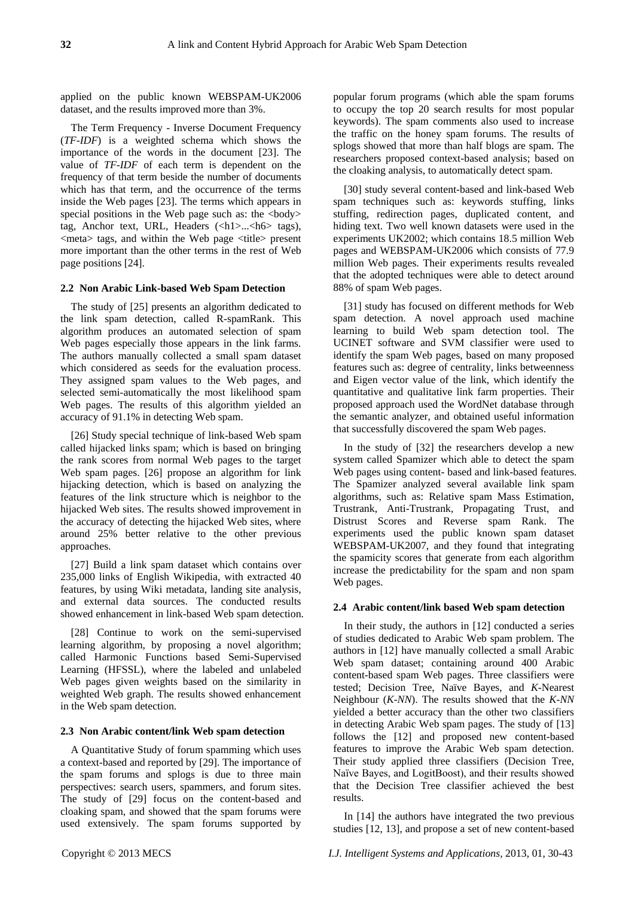applied on the public known WEBSPAM-UK2006 dataset, and the results improved more than 3%.

The Term Frequency - Inverse Document Frequency (*TF-IDF*) is a weighted schema which shows the importance of the words in the document [23]. The value of *TF-IDF* of each term is dependent on the frequency of that term beside the number of documents which has that term, and the occurrence of the terms inside the Web pages [23]. The terms which appears in special positions in the Web page such as: the <body> tag, Anchor text, URL, Headers (<h1>...<h6> tags), <meta> tags, and within the Web page <title> present more important than the other terms in the rest of Web page positions [24].

### 2.2 Non Arabic Link-based Web Spam Detection

The study of [25] presents an algorithm dedicated to the link spam detection, called R-spamRank. This algorithm produces an automated selection of spam Web pages especially those appears in the link farms. The authors manually collected a small spam dataset which considered as seeds for the evaluation process. They assigned spam values to the Web pages, and selected semi-automatically the most likelihood spam Web pages. The results of this algorithm yielded an accuracy of 91.1% in detecting Web spam.

[26] Study special technique of link-based Web spam called hijacked links spam; which is based on bringing the rank scores from normal Web pages to the target Web spam pages. [26] propose an algorithm for link hijacking detection, which is based on analyzing the features of the link structure which is neighbor to the hijacked Web sites. The results showed improvement in the accuracy of detecting the hijacked Web sites, where around 25% better relative to the other previous approaches.

[27] Build a link spam dataset which contains over 235,000 links of English Wikipedia, with extracted 40 features, by using Wiki metadata, landing site analysis, and external data sources. The conducted results showed enhancement in link-based Web spam detection.

[28] Continue to work on the semi-supervised learning algorithm, by proposing a novel algorithm; called Harmonic Functions based Semi-Supervised Learning (HFSSL), where the labeled and unlabeled Web pages given weights based on the similarity in weighted Web graph. The results showed enhancement in the Web spam detection.

### 2.3 Non Arabic content/link Web spam detection

A Quantitative Study of forum spamming which uses a context-based and reported by [29]. The importance of the spam forums and splogs is due to three main perspectives: search users, spammers, and forum sites. The study of [29] focus on the content-based and cloaking spam, and showed that the spam forums were used extensively. The spam forums supported by popular forum programs (which able the spam forums to occupy the top 20 search results for most popular keywords). The spam comments also used to increase the traffic on the honey spam forums. The results of splogs showed that more than half blogs are spam. The researchers proposed context-based analysis; based on the cloaking analysis, to automatically detect spam.

[30] study several content-based and link-based Web spam techniques such as: keywords stuffing, links stuffing, redirection pages, duplicated content, and hiding text. Two well known datasets were used in the experiments UK2002; which contains 18.5 million Web pages and WEBSPAM-UK2006 which consists of 77.9 million Web pages. Their experiments results revealed that the adopted techniques were able to detect around 88% of spam Web pages.

[31] study has focused on different methods for Web spam detection. A novel approach used machine learning to build Web spam detection tool. The UCINET software and SVM classifier were used to identify the spam Web pages, based on many proposed features such as: degree of centrality, links betweenness and Eigen vector value of the link, which identify the quantitative and qualitative link farm properties. Their proposed approach used the WordNet database through the semantic analyzer, and obtained useful information that successfully discovered the spam Web pages.

In the study of [32] the researchers develop a new system called Spamizer which able to detect the spam Web pages using content- based and link-based features. The Spamizer analyzed several available link spam algorithms, such as: Relative spam Mass Estimation, Trustrank, Anti-Trustrank, Propagating Trust, and Distrust Scores and Reverse spam Rank. The experiments used the public known spam dataset WEBSPAM-UK2007, and they found that integrating the spamicity scores that generate from each algorithm increase the predictability for the spam and non spam Web pages.

### 2.4 Arabic content/link based Web spam detection

In their study, the authors in [12] conducted a series of studies dedicated to Arabic Web spam problem. The authors in [12] have manually collected a small Arabic Web spam dataset; containing around 400 Arabic content-based spam Web pages. Three classifiers were tested; Decision Tree, Naïve Bayes, and *K*-Nearest Neighbour (*K-NN*). The results showed that the *K-NN* yielded a better accuracy than the other two classifiers in detecting Arabic Web spam pages. The study of [13] follows the [12] and proposed new content-based features to improve the Arabic Web spam detection. Their study applied three classifiers (Decision Tree, Naïve Bayes, and LogitBoost), and their results showed that the Decision Tree classifier achieved the best results.

In [14] the authors have integrated the two previous studies [12, 13], and propose a set of new content-based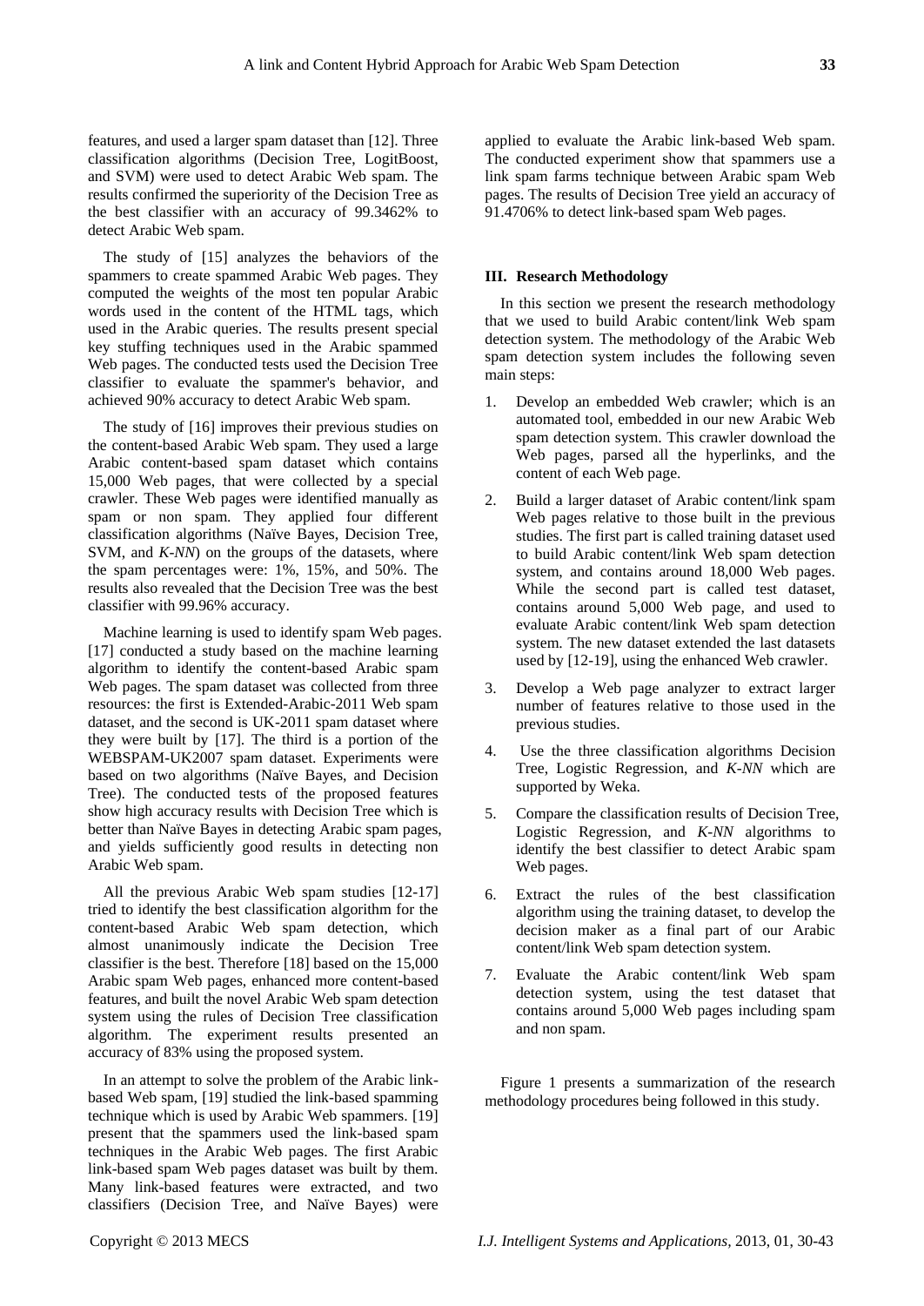features, and used a larger spam dataset than [12]. Three classification algorithms (Decision Tree, LogitBoost, and SVM) were used to detect Arabic Web spam. The results confirmed the superiority of the Decision Tree as the best classifier with an accuracy of 99.3462% to detect Arabic Web spam.

The study of [15] analyzes the behaviors of the spammers to create spammed Arabic Web pages. They computed the weights of the most ten popular Arabic words used in the content of the HTML tags, which used in the Arabic queries. The results present special key stuffing techniques used in the Arabic spammed Web pages. The conducted tests used the Decision Tree classifier to evaluate the spammer's behavior, and achieved 90% accuracy to detect Arabic Web spam.

The study of [16] improves their previous studies on the content-based Arabic Web spam. They used a large Arabic content-based spam dataset which contains 15,000 Web pages, that were collected by a special crawler. These Web pages were identified manually as spam or non spam. They applied four different classification algorithms (Naïve Bayes, Decision Tree, SVM, and *K-NN*) on the groups of the datasets, where the spam percentages were: 1%, 15%, and 50%. The results also revealed that the Decision Tree was the best classifier with 99.96% accuracy.

Machine learning is used to identify spam Web pages. [17] conducted a study based on the machine learning algorithm to identify the content-based Arabic spam Web pages. The spam dataset was collected from three resources: the first is Extended-Arabic-2011 Web spam dataset, and the second is UK-2011 spam dataset where they were built by [17]. The third is a portion of the WEBSPAM-UK2007 spam dataset. Experiments were based on two algorithms (Naïve Bayes, and Decision Tree). The conducted tests of the proposed features show high accuracy results with Decision Tree which is better than Naïve Bayes in detecting Arabic spam pages, and yields sufficiently good results in detecting non Arabic Web spam.

All the previous Arabic Web spam studies [12-17] tried to identify the best classification algorithm for the content-based Arabic Web spam detection, which almost unanimously indicate the Decision Tree classifier is the best. Therefore [18] based on the 15,000 Arabic spam Web pages, enhanced more content-based features, and built the novel Arabic Web spam detection system using the rules of Decision Tree classification algorithm. The experiment results presented an accuracy of 83% using the proposed system.

In an attempt to solve the problem of the Arabic link-based Web spam, [19] studied the link-based spamming technique which is used by Arabic Web spammers. [19] present that the spammers used the link-based spam techniques in the Arabic Web pages. The first Arabic link-based spam Web pages dataset was built by them. Many link-based features were extracted, and two classifiers (Decision Tree, and Naïve Bayes) were applied to evaluate the Arabic link-based Web spam. The conducted experiment show that spammers use a link spam farms technique between Arabic spam Web pages. The results of Decision Tree yield an accuracy of 91.4706% to detect link-based spam Web pages.

## III. Research Methodology

In this section we present the research methodology that we used to build Arabic content/link Web spam detection system. The methodology of the Arabic Web spam detection system includes the following seven main steps:

1. Develop an embedded Web crawler; which is an automated tool, embedded in our new Arabic Web spam detection system. This crawler download the Web pages, parsed all the hyperlinks, and the content of each Web page.
2. Build a larger dataset of Arabic content/link spam Web pages relative to those built in the previous studies. The first part is called training dataset used to build Arabic content/link Web spam detection system, and contains around 18,000 Web pages. While the second part is called test dataset, contains around 5,000 Web page, and used to evaluate Arabic content/link Web spam detection system. The new dataset extended the last datasets used by [12-19], using the enhanced Web crawler.
3. Develop a Web page analyzer to extract larger number of features relative to those used in the previous studies.
4. Use the three classification algorithms Decision Tree, Logistic Regression, and *K-NN* which are supported by Weka.
5. Compare the classification results of Decision Tree, Logistic Regression, and *K-NN* algorithms to identify the best classifier to detect Arabic spam Web pages.
6. Extract the rules of the best classification algorithm using the training dataset, to develop the decision maker as a final part of our Arabic content/link Web spam detection system.
7. Evaluate the Arabic content/link Web spam detection system, using the test dataset that contains around 5,000 Web pages including spam and non spam.

Figure 1 presents a summarization of the research methodology procedures being followed in this study.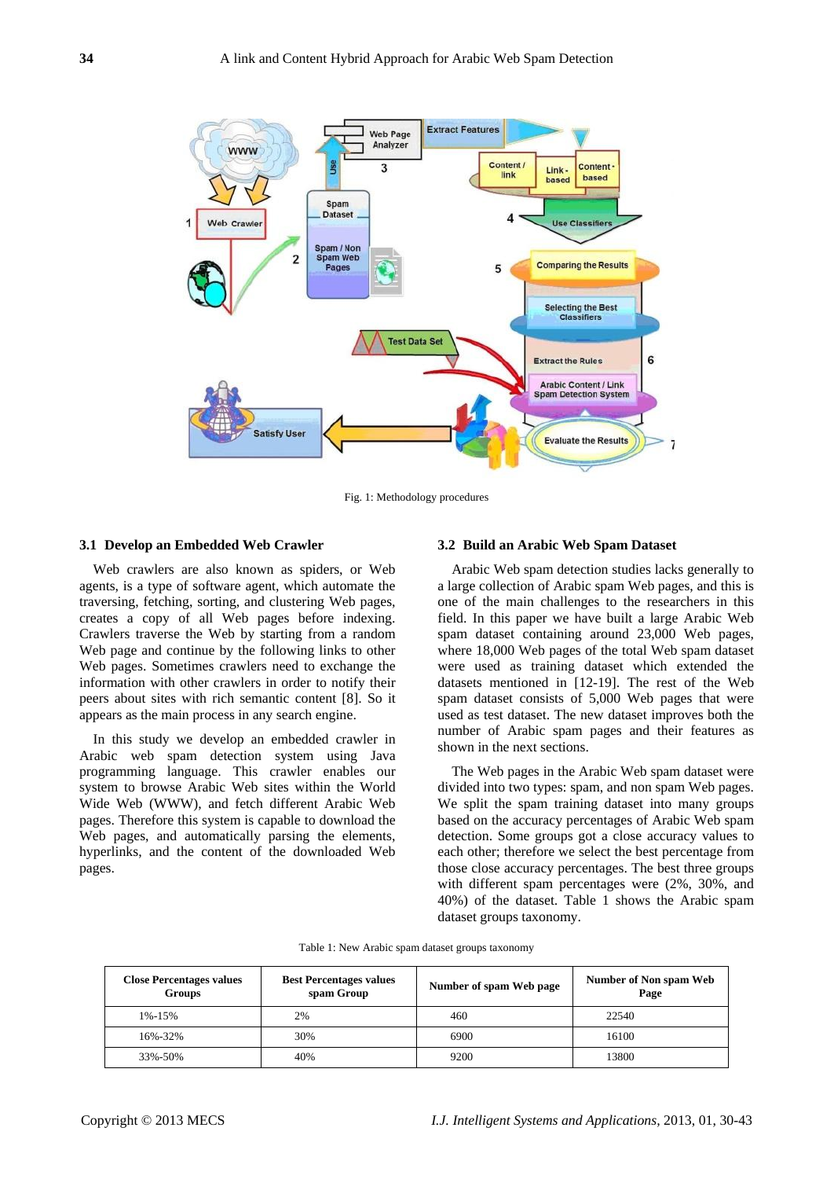Fig. 1: Methodology procedures

### 3.1 Develop an Embedded Web Crawler

Web crawlers are also known as spiders, or Web agents, is a type of software agent, which automate the traversing, fetching, sorting, and clustering Web pages, creates a copy of all Web pages before indexing. Crawlers traverse the Web by starting from a random Web page and continue by the following links to other Web pages. Sometimes crawlers need to exchange the information with other crawlers in order to notify their peers about sites with rich semantic content [8]. So it appears as the main process in any search engine.

In this study we develop an embedded crawler in Arabic web spam detection system using Java programming language. This crawler enables our system to browse Arabic Web sites within the World Wide Web (WWW), and fetch different Arabic Web pages. Therefore this system is capable to download the Web pages, and automatically parsing the elements, hyperlinks, and the content of the downloaded Web pages.

### 3.2 Build an Arabic Web Spam Dataset

Arabic Web spam detection studies lacks generally to a large collection of Arabic spam Web pages, and this is one of the main challenges to the researchers in this field. In this paper we have built a large Arabic Web spam dataset containing around 23,000 Web pages, where 18,000 Web pages of the total Web spam dataset were used as training dataset which extended the datasets mentioned in [12-19]. The rest of the Web spam dataset consists of 5,000 Web pages that were used as test dataset. The new dataset improves both the number of Arabic spam pages and their features as shown in the next sections.

The Web pages in the Arabic Web spam dataset were divided into two types: spam, and non spam Web pages. We split the spam training dataset into many groups based on the accuracy percentages of Arabic Web spam detection. Some groups got a close accuracy values to each other; therefore we select the best percentage from those close accuracy percentages. The best three groups with different spam percentages were (2%, 30%, and 40%) of the dataset. Table 1 shows the Arabic spam dataset groups taxonomy.

Table 1: New Arabic spam dataset groups taxonomy

| Close Percentages values Groups | Best Percentages values spam Group | Number of spam Web page | Number of Non spam Web Page |
|---|---|---|---|
| 1%-15% | 2% | 460 | 22540 |
| 16%-32% | 30% | 6900 | 16100 |
| 33%-50% | 40% | 9200 | 13800 |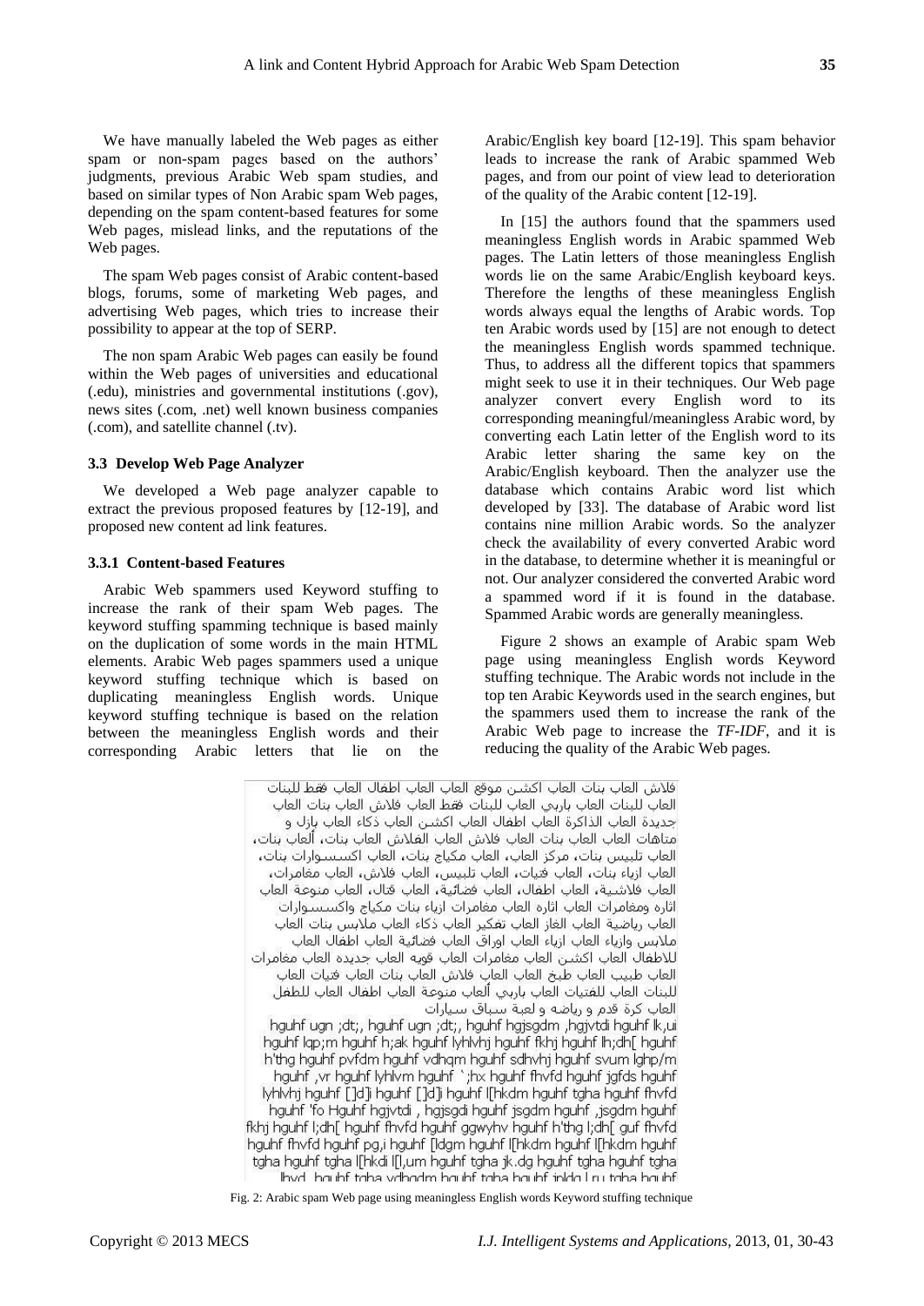We have manually labeled the Web pages as either spam or non-spam pages based on the authors' judgments, previous Arabic Web spam studies, and based on similar types of Non Arabic spam Web pages, depending on the spam content-based features for some Web pages, mislead links, and the reputations of the Web pages.

The spam Web pages consist of Arabic content-based blogs, forums, some of marketing Web pages, and advertising Web pages, which tries to increase their possibility to appear at the top of SERP.

The non spam Arabic Web pages can easily be found within the Web pages of universities and educational (.edu), ministries and governmental institutions (.gov), news sites (.com, .net) well known business companies (.com), and satellite channel (.tv).

### 3.3 Develop Web Page Analyzer

We developed a Web page analyzer capable to extract the previous proposed features by [12-19], and proposed new content ad link features.

#### 3.3.1 Content-based Features

Arabic Web spammers used Keyword stuffing to increase the rank of their spam Web pages. The keyword stuffing spamming technique is based mainly on the duplication of some words in the main HTML elements. Arabic Web pages spammers used a unique keyword stuffing technique which is based on duplicating meaningless English words. Unique keyword stuffing technique is based on the relation between the meaningless English words and their corresponding Arabic letters that lie on the Arabic/English key board [12-19]. This spam behavior leads to increase the rank of Arabic spammed Web pages, and from our point of view lead to deterioration of the quality of the Arabic content [12-19].

In [15] the authors found that the spammers used meaningless English words in Arabic spammed Web pages. The Latin letters of those meaningless English words lie on the same Arabic/English keyboard keys. Therefore the lengths of these meaningless English words always equal the lengths of Arabic words. Top ten Arabic words used by [15] are not enough to detect the meaningless English words spammed technique. Thus, to address all the different topics that spammers might seek to use it in their techniques. Our Web page analyzer convert every English word to its corresponding meaningful/meaningless Arabic word, by converting each Latin letter of the English word to its Arabic letter sharing the same key on the Arabic/English keyboard. Then the analyzer use the database which contains Arabic word list which developed by [33]. The database of Arabic word list contains nine million Arabic words. So the analyzer check the availability of every converted Arabic word in the database, to determine whether it is meaningful or not. Our analyzer considered the converted Arabic word a spammed word if it is found in the database. Spammed Arabic words are generally meaningless.

Figure 2 shows an example of Arabic spam Web page using meaningless English words Keyword stuffing technique. The Arabic words not include in the top ten Arabic Keywords used in the search engines, but the spammers used them to increase the rank of the Arabic Web page to increase the *TF-IDF*, and it is reducing the quality of the Arabic Web pages.

فلاش العاب بنات العاب اكشن موقع العاب العاب اطفال العاب فقط للبنات
العاب للبنات العاب باربي العاب للبنات فقط العاب فلاش العاب بنات العاب
جديدة العاب الذاكرة العاب اطفال العاب اكشن العاب ذكاء العاب بازل و
متاهات العاب العاب بنات العاب فلاش العاب الفلاش العاب بنات، ألعاب بنات،
العاب تلبيس بنات، مركز العاب، العاب مكياج بنات، العاب اكسسوارات بنات،
العاب ازياء بنات، العاب فتيات، العاب تلبيس، العاب فلاش، العاب مغامرات،
العاب فلاشية، العاب اطفال، العاب فضائية، العاب قتال، العاب منوعة العاب
اثاره ومغامرات العاب اثاره العاب مغامرات ازياء بنات مكياج واكسسوارات
العاب رياضية العاب الغاز العاب تفكير العاب ذكاء العاب ملابس بنات العاب
ملابس وازياء العاب ازياء العاب اوراق العاب فضائية العاب اطفال العاب
للاطفال العاب اكشن العاب مغامرات العاب قويه العاب جديده العاب مغامرات
العاب طبيب العاب طبخ العاب العاب فلاش العاب بنات العاب فتيات العاب
للبنات العاب للفتيات العاب باربي ألعاب منوعة العاب اطفال العاب للطفل
العاب كرة قدم و رياضه و لعبة سباق سيارات
hguhf ugn ;dt;, hguhf ugn ;dt;, hguhf hgjsgdm ,hgjvtdi hguhf lk,ui
hguhf lqp;m hguhf h;ak hguhf lyhlvhj hguhf fkhj hguhf lh;dh[ hguhf
h'thg hguhf pvfdm hguhf vdhqm hguhf sdhvhj hguhf svum lghp/m
hguhf ,vr hguhf lyhlvm hguhf `;hx hguhf fhvfd hguhf jgfds hguhf
lyhlvhj hguhf []d]i hguhf []d]i hguhf l[hkdm hguhf tgha hguhf fhvfd
hguhf 'fo Hguhf hgjvtdi , hgjsgdi hguhf jsgdm hguhf ,jsgdm hguhf
fkhj hguhf l;dh[ hguhf fhvfd hguhf ggwyhv hguhf h'thg l;dh[ guf fhvfd
hguhf fhvfd hguhf pg,i hguhf [ldgm hguhf l[hkdm hguhf l[hkdm hguhf
tgha hguhf tgha l[hkdi l[l,um hguhf tgha jk.dg hguhf tgha hguhf tgha
lhvd hguhf tgha vdhqdm hguhf tgha hguhf jnldq l ru tgha hguhf

Fig. 2: Arabic spam Web page using meaningless English words Keyword stuffing technique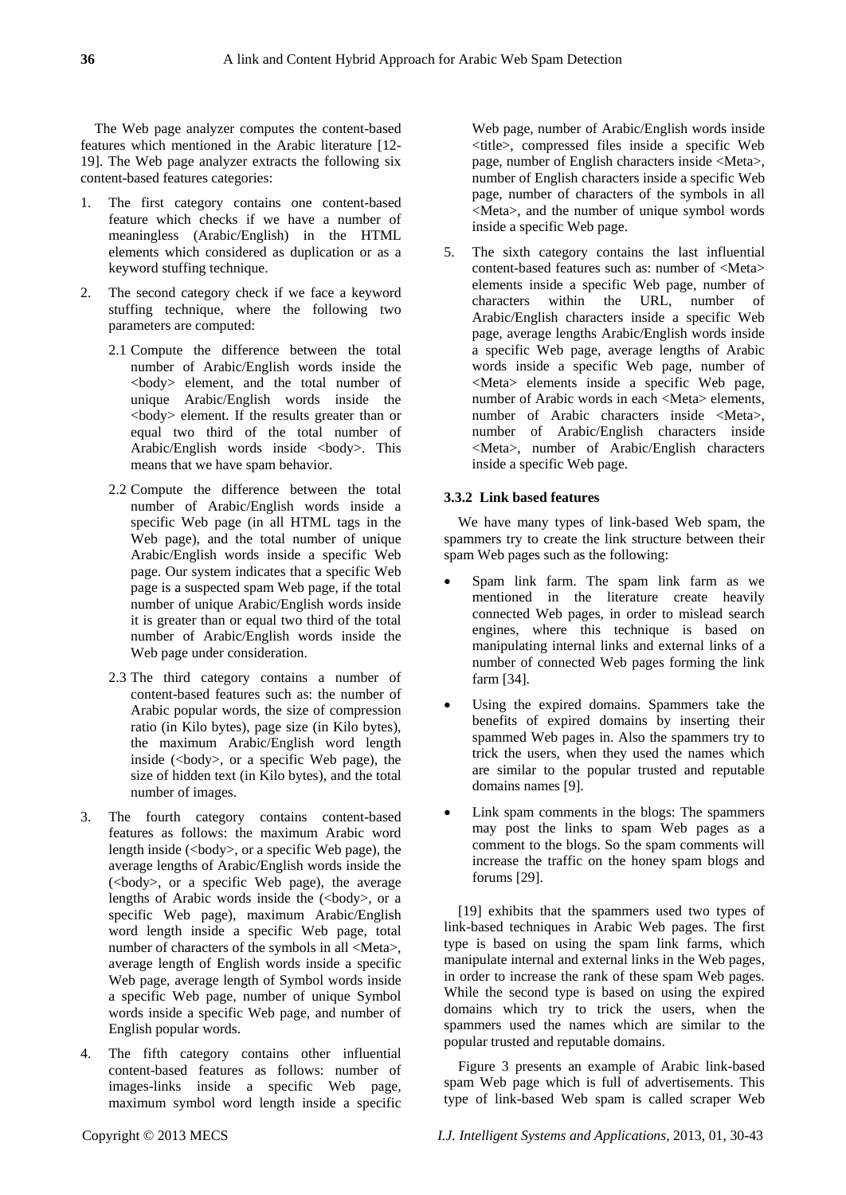The Web page analyzer computes the content-based features which mentioned in the Arabic literature [12-19]. The Web page analyzer extracts the following six content-based features categories:

1. The first category contains one content-based feature which checks if we have a number of meaningless (Arabic/English) in the HTML elements which considered as duplication or as a keyword stuffing technique.

2. The second category check if we face a keyword stuffing technique, where the following two parameters are computed:

   2.1 Compute the difference between the total number of Arabic/English words inside the <body> element, and the total number of unique Arabic/English words inside the <body> element. If the results greater than or equal two third of the total number of Arabic/English words inside <body>. This means that we have spam behavior.

   2.2 Compute the difference between the total number of Arabic/English words inside a specific Web page (in all HTML tags in the Web page), and the total number of unique Arabic/English words inside a specific Web page. Our system indicates that a specific Web page is a suspected spam Web page, if the total number of unique Arabic/English words inside it is greater than or equal two third of the total number of Arabic/English words inside the Web page under consideration.

   2.3 The third category contains a number of content-based features such as: the number of Arabic popular words, the size of compression ratio (in Kilo bytes), page size (in Kilo bytes), the maximum Arabic/English word length inside (<body>, or a specific Web page), the size of hidden text (in Kilo bytes), and the total number of images.

3. The fourth category contains content-based features as follows: the maximum Arabic word length inside (<body>, or a specific Web page), the average lengths of Arabic/English words inside the (<body>, or a specific Web page), the average lengths of Arabic words inside the (<body>, or a specific Web page), maximum Arabic/English word length inside a specific Web page, total number of characters of the symbols in all <Meta>, average length of English words inside a specific Web page, average length of Symbol words inside a specific Web page, number of unique Symbol words inside a specific Web page, and number of English popular words.

4. The fifth category contains other influential content-based features as follows: number of images-links inside a specific Web page, maximum symbol word length inside a specific Web page, number of Arabic/English words inside <title>, compressed files inside a specific Web page, number of English characters inside <Meta>, number of English characters inside a specific Web page, number of characters of the symbols in all <Meta>, and the number of unique symbol words inside a specific Web page.

5. The sixth category contains the last influential content-based features such as: number of <Meta> elements inside a specific Web page, number of characters within the URL, number of Arabic/English characters inside a specific Web page, average lengths Arabic/English words inside a specific Web page, average lengths of Arabic words inside a specific Web page, number of <Meta> elements inside a specific Web page, number of Arabic words in each <Meta> elements, number of Arabic characters inside <Meta>, number of Arabic/English characters inside <Meta>, number of Arabic/English characters inside a specific Web page.

### 3.3.2 Link based features

We have many types of link-based Web spam, the spammers try to create the link structure between their spam Web pages such as the following:

- Spam link farm. The spam link farm as we mentioned in the literature create heavily connected Web pages, in order to mislead search engines, where this technique is based on manipulating internal links and external links of a number of connected Web pages forming the link farm [34].

- Using the expired domains. Spammers take the benefits of expired domains by inserting their spammed Web pages in. Also the spammers try to trick the users, when they used the names which are similar to the popular trusted and reputable domains names [9].

- Link spam comments in the blogs: The spammers may post the links to spam Web pages as a comment to the blogs. So the spam comments will increase the traffic on the honey spam blogs and forums [29].

[19] exhibits that the spammers used two types of link-based techniques in Arabic Web pages. The first type is based on using the spam link farms, which manipulate internal and external links in the Web pages, in order to increase the rank of these spam Web pages. While the second type is based on using the expired domains which try to trick the users, when the spammers used the names which are similar to the popular trusted and reputable domains.

Figure 3 presents an example of Arabic link-based spam Web page which is full of advertisements. This type of link-based Web spam is called scraper Web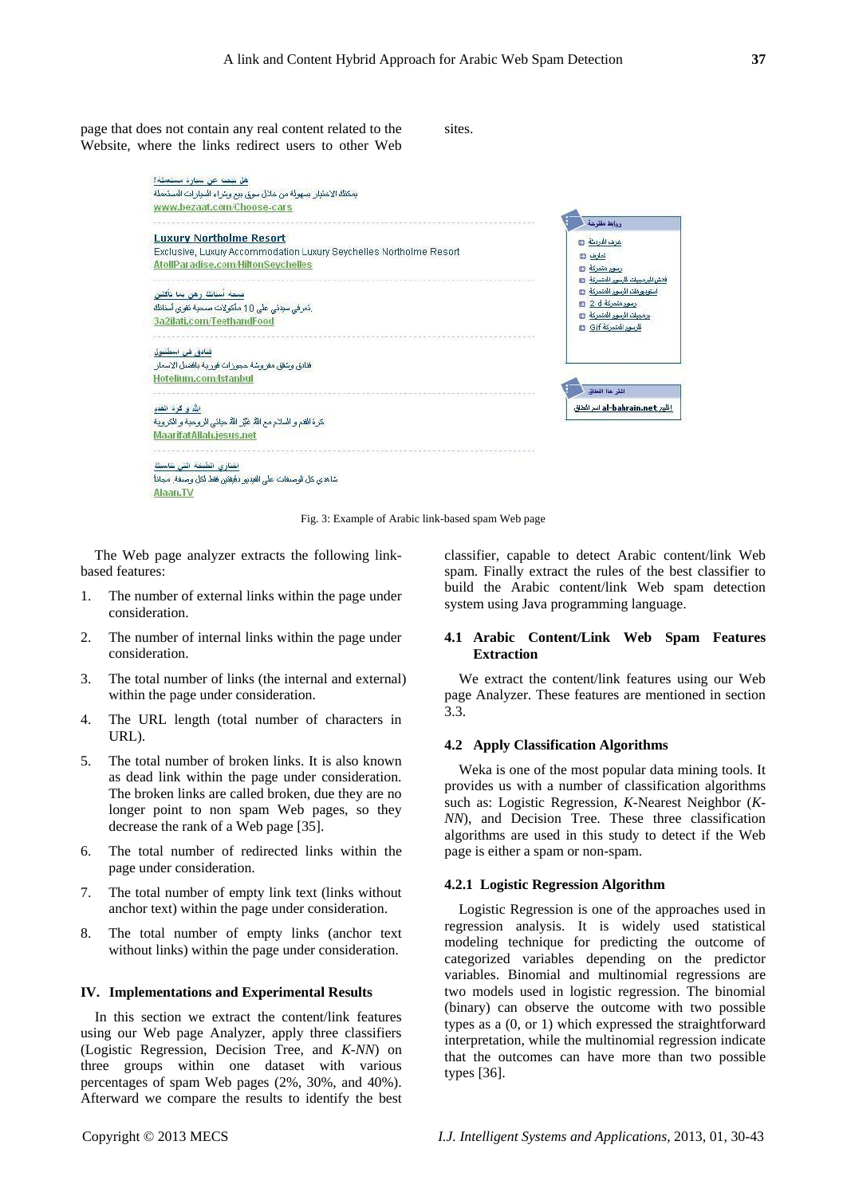page that does not contain any real content related to the Website, where the links redirect users to other Web sites.

Fig. 3: Example of Arabic link-based spam Web page

The Web page analyzer extracts the following link-based features:

1. The number of external links within the page under consideration.
2. The number of internal links within the page under consideration.
3. The total number of links (the internal and external) within the page under consideration.
4. The URL length (total number of characters in URL).
5. The total number of broken links. It is also known as dead link within the page under consideration. The broken links are called broken, due they are no longer point to non spam Web pages, so they decrease the rank of a Web page [35].
6. The total number of redirected links within the page under consideration.
7. The total number of empty link text (links without anchor text) within the page under consideration.
8. The total number of empty links (anchor text without links) within the page under consideration.

## IV. Implementations and Experimental Results

In this section we extract the content/link features using our Web page Analyzer, apply three classifiers (Logistic Regression, Decision Tree, and *K-NN*) on three groups within one dataset with various percentages of spam Web pages (2%, 30%, and 40%). Afterward we compare the results to identify the best classifier, capable to detect Arabic content/link Web spam. Finally extract the rules of the best classifier to build the Arabic content/link Web spam detection system using Java programming language.

### 4.1 Arabic Content/Link Web Spam Features Extraction

We extract the content/link features using our Web page Analyzer. These features are mentioned in section 3.3.

### 4.2 Apply Classification Algorithms

Weka is one of the most popular data mining tools. It provides us with a number of classification algorithms such as: Logistic Regression, *K*-Nearest Neighbor (*K-NN*), and Decision Tree. These three classification algorithms are used in this study to detect if the Web page is either a spam or non-spam.

#### 4.2.1 Logistic Regression Algorithm

Logistic Regression is one of the approaches used in regression analysis. It is widely used statistical modeling technique for predicting the outcome of categorized variables depending on the predictor variables. Binomial and multinomial regressions are two models used in logistic regression. The binomial (binary) can observe the outcome with two possible types as a (0, or 1) which expressed the straightforward interpretation, while the multinomial regression indicate that the outcomes can have more than two possible types [36].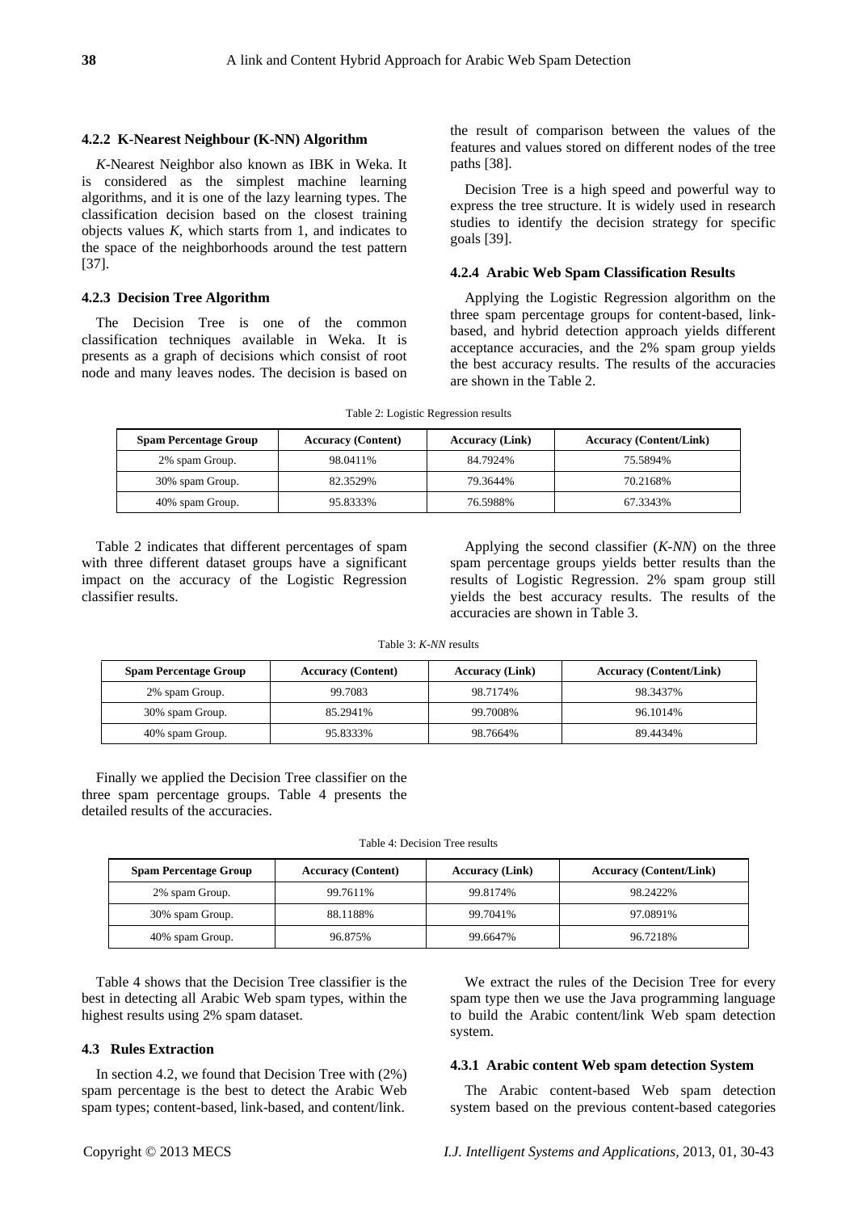#### 4.2.2 K-Nearest Neighbour (K-NN) Algorithm

*K*-Nearest Neighbor also known as IBK in Weka. It is considered as the simplest machine learning algorithms, and it is one of the lazy learning types. The classification decision based on the closest training objects values *K*, which starts from 1, and indicates to the space of the neighborhoods around the test pattern [37].

#### 4.2.3 Decision Tree Algorithm

The Decision Tree is one of the common classification techniques available in Weka. It is presents as a graph of decisions which consist of root node and many leaves nodes. The decision is based on the result of comparison between the values of the features and values stored on different nodes of the tree paths [38].

Decision Tree is a high speed and powerful way to express the tree structure. It is widely used in research studies to identify the decision strategy for specific goals [39].

#### 4.2.4 Arabic Web Spam Classification Results

Applying the Logistic Regression algorithm on the three spam percentage groups for content-based, link-based, and hybrid detection approach yields different acceptance accuracies, and the 2% spam group yields the best accuracy results. The results of the accuracies are shown in the Table 2.

Table 2: Logistic Regression results

| Spam Percentage Group | Accuracy (Content) | Accuracy (Link) | Accuracy (Content/Link) |
|---|---|---|---|
| 2% spam Group. | 98.0411% | 84.7924% | 75.5894% |
| 30% spam Group. | 82.3529% | 79.3644% | 70.2168% |
| 40% spam Group. | 95.8333% | 76.5988% | 67.3343% |

Table 2 indicates that different percentages of spam with three different dataset groups have a significant impact on the accuracy of the Logistic Regression classifier results.

Applying the second classifier (*K-NN*) on the three spam percentage groups yields better results than the results of Logistic Regression. 2% spam group still yields the best accuracy results. The results of the accuracies are shown in Table 3.

Table 3: *K-NN* results

| Spam Percentage Group | Accuracy (Content) | Accuracy (Link) | Accuracy (Content/Link) |
|---|---|---|---|
| 2% spam Group. | 99.7083 | 98.7174% | 98.3437% |
| 30% spam Group. | 85.2941% | 99.7008% | 96.1014% |
| 40% spam Group. | 95.8333% | 98.7664% | 89.4434% |

Finally we applied the Decision Tree classifier on the three spam percentage groups. Table 4 presents the detailed results of the accuracies.

Table 4: Decision Tree results

| Spam Percentage Group | Accuracy (Content) | Accuracy (Link) | Accuracy (Content/Link) |
|---|---|---|---|
| 2% spam Group. | 99.7611% | 99.8174% | 98.2422% |
| 30% spam Group. | 88.1188% | 99.7041% | 97.0891% |
| 40% spam Group. | 96.875% | 99.6647% | 96.7218% |

Table 4 shows that the Decision Tree classifier is the best in detecting all Arabic Web spam types, within the highest results using 2% spam dataset.

### 4.3 Rules Extraction

In section 4.2, we found that Decision Tree with (2%) spam percentage is the best to detect the Arabic Web spam types; content-based, link-based, and content/link.

We extract the rules of the Decision Tree for every spam type then we use the Java programming language to build the Arabic content/link Web spam detection system.

#### 4.3.1 Arabic content Web spam detection System

The Arabic content-based Web spam detection system based on the previous content-based categories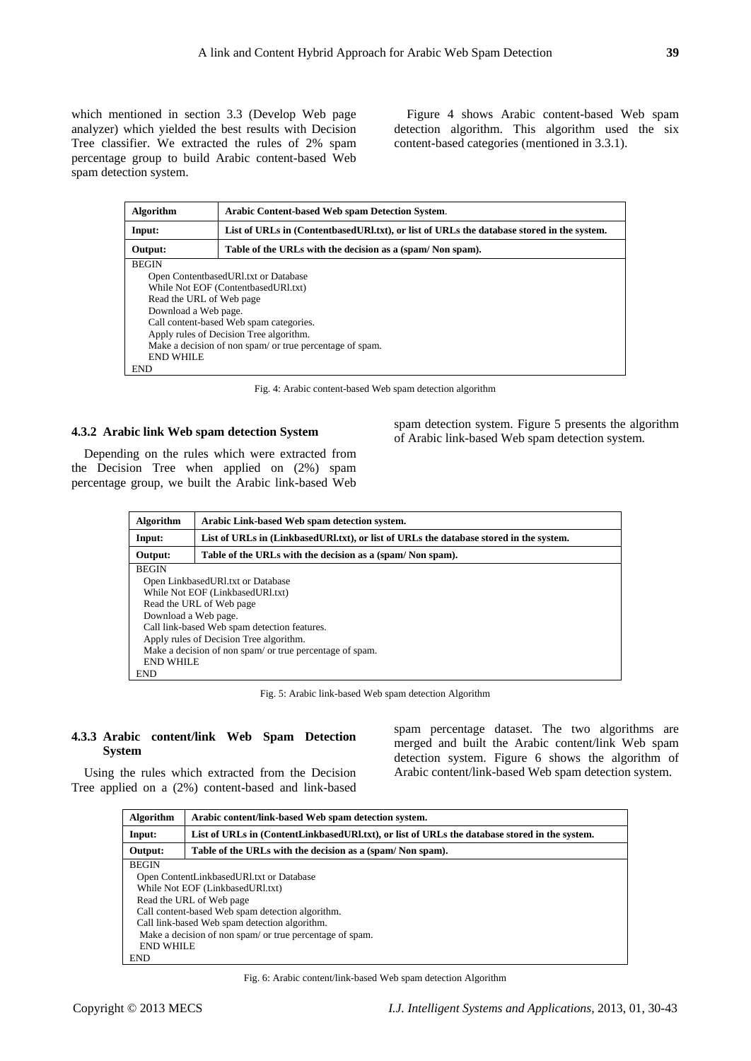which mentioned in section 3.3 (Develop Web page analyzer) which yielded the best results with Decision Tree classifier. We extracted the rules of 2% spam percentage group to build Arabic content-based Web spam detection system.

Figure 4 shows Arabic content-based Web spam detection algorithm. This algorithm used the six content-based categories (mentioned in 3.3.1).

| **Algorithm** | **Arabic Content-based Web spam Detection System**. |
|---|---|
| **Input:** | **List of URLs in (ContentbasedURl.txt), or list of URLs the database stored in the system.** |
| **Output:** | **Table of the URLs with the decision as a (spam/ Non spam).** |

```
BEGIN
    Open ContentbasedURl.txt or Database
    While Not EOF (ContentbasedURl.txt)
    Read the URL of Web page
    Download a Web page.
    Call content-based Web spam categories.
    Apply rules of Decision Tree algorithm.
    Make a decision of non spam/ or true percentage of spam.
    END WHILE
END
```

Fig. 4: Arabic content-based Web spam detection algorithm

### 4.3.2 Arabic link Web spam detection System

Depending on the rules which were extracted from the Decision Tree when applied on (2%) spam percentage group, we built the Arabic link-based Web spam detection system. Figure 5 presents the algorithm of Arabic link-based Web spam detection system.

| **Algorithm** | **Arabic Link-based Web spam detection system.** |
|---|---|
| **Input:** | **List of URLs in (LinkbasedURl.txt), or list of URLs the database stored in the system.** |
| **Output:** | **Table of the URLs with the decision as a (spam/ Non spam).** |

```
BEGIN
    Open LinkbasedURl.txt or Database
    While Not EOF (LinkbasedURl.txt)
    Read the URL of Web page
    Download a Web page.
    Call link-based Web spam detection features.
    Apply rules of Decision Tree algorithm.
    Make a decision of non spam/ or true percentage of spam.
    END WHILE
END
```

Fig. 5: Arabic link-based Web spam detection Algorithm

### 4.3.3 Arabic content/link Web Spam Detection System

Using the rules which extracted from the Decision Tree applied on a (2%) content-based and link-based spam percentage dataset. The two algorithms are merged and built the Arabic content/link Web spam detection system. Figure 6 shows the algorithm of Arabic content/link-based Web spam detection system.

| **Algorithm** | **Arabic content/link-based Web spam detection system.** |
|---|---|
| **Input:** | **List of URLs in (ContentLinkbasedURl.txt), or list of URLs the database stored in the system.** |
| **Output:** | **Table of the URLs with the decision as a (spam/ Non spam).** |

```
BEGIN
    Open ContentLinkbasedURl.txt or Database
    While Not EOF (LinkbasedURl.txt)
    Read the URL of Web page
    Call content-based Web spam detection algorithm.
    Call link-based Web spam detection algorithm.
    Make a decision of non spam/ or true percentage of spam.
    END WHILE
END
```

Fig. 6: Arabic content/link-based Web spam detection Algorithm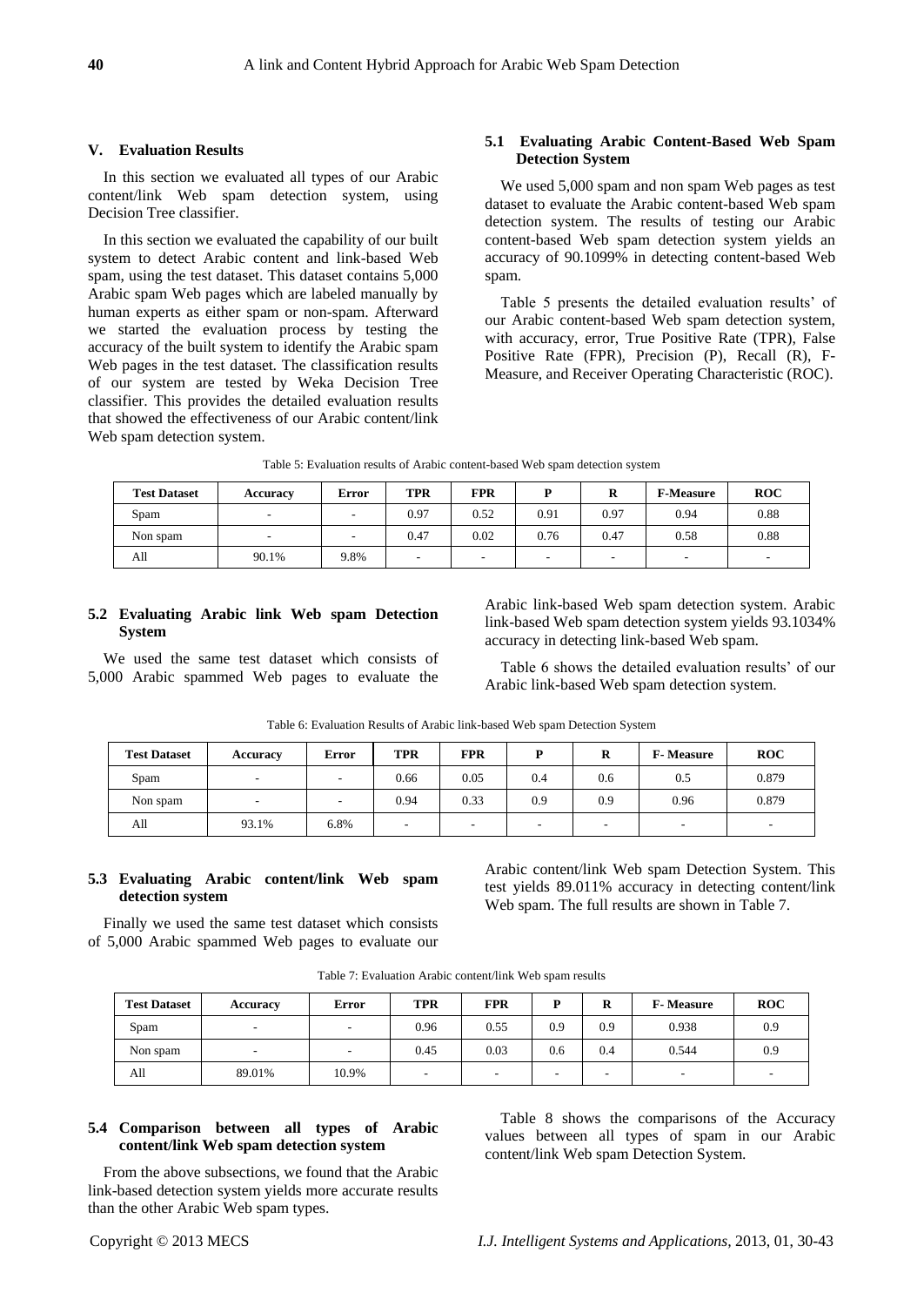## V. Evaluation Results

In this section we evaluated all types of our Arabic content/link Web spam detection system, using Decision Tree classifier.

In this section we evaluated the capability of our built system to detect Arabic content and link-based Web spam, using the test dataset. This dataset contains 5,000 Arabic spam Web pages which are labeled manually by human experts as either spam or non-spam. Afterward we started the evaluation process by testing the accuracy of the built system to identify the Arabic spam Web pages in the test dataset. The classification results of our system are tested by Weka Decision Tree classifier. This provides the detailed evaluation results that showed the effectiveness of our Arabic content/link Web spam detection system.

### 5.1 Evaluating Arabic Content-Based Web Spam Detection System

We used 5,000 spam and non spam Web pages as test dataset to evaluate the Arabic content-based Web spam detection system. The results of testing our Arabic content-based Web spam detection system yields an accuracy of 90.1099% in detecting content-based Web spam.

Table 5 presents the detailed evaluation results' of our Arabic content-based Web spam detection system, with accuracy, error, True Positive Rate (TPR), False Positive Rate (FPR), Precision (P), Recall (R), F-Measure, and Receiver Operating Characteristic (ROC).

Table 5: Evaluation results of Arabic content-based Web spam detection system

| Test Dataset | Accuracy | Error | TPR | FPR | P | R | F-Measure | ROC |
|---|---|---|---|---|---|---|---|---|
| Spam | - | - | 0.97 | 0.52 | 0.91 | 0.97 | 0.94 | 0.88 |
| Non spam | - | - | 0.47 | 0.02 | 0.76 | 0.47 | 0.58 | 0.88 |
| All | 90.1% | 9.8% | - | - | - | - | - | - |

### 5.2 Evaluating Arabic link Web spam Detection System

We used the same test dataset which consists of 5,000 Arabic spammed Web pages to evaluate the Arabic link-based Web spam detection system. Arabic link-based Web spam detection system yields 93.1034% accuracy in detecting link-based Web spam.

Table 6 shows the detailed evaluation results' of our Arabic link-based Web spam detection system.

Table 6: Evaluation Results of Arabic link-based Web spam Detection System

| Test Dataset | Accuracy | Error | TPR | FPR | P | R | F- Measure | ROC |
|---|---|---|---|---|---|---|---|---|
| Spam | - | - | 0.66 | 0.05 | 0.4 | 0.6 | 0.5 | 0.879 |
| Non spam | - | - | 0.94 | 0.33 | 0.9 | 0.9 | 0.96 | 0.879 |
| All | 93.1% | 6.8% | - | - | - | - | - | - |

### 5.3 Evaluating Arabic content/link Web spam detection system

Finally we used the same test dataset which consists of 5,000 Arabic spammed Web pages to evaluate our Arabic content/link Web spam Detection System. This test yields 89.011% accuracy in detecting content/link Web spam. The full results are shown in Table 7.

Table 7: Evaluation Arabic content/link Web spam results

| Test Dataset | Accuracy | Error | TPR | FPR | P | R | F- Measure | ROC |
|---|---|---|---|---|---|---|---|---|
| Spam | - | - | 0.96 | 0.55 | 0.9 | 0.9 | 0.938 | 0.9 |
| Non spam | - | - | 0.45 | 0.03 | 0.6 | 0.4 | 0.544 | 0.9 |
| All | 89.01% | 10.9% | - | - | - | - | - | - |

### 5.4 Comparison between all types of Arabic content/link Web spam detection system

From the above subsections, we found that the Arabic link-based detection system yields more accurate results than the other Arabic Web spam types.

Table 8 shows the comparisons of the Accuracy values between all types of spam in our Arabic content/link Web spam Detection System.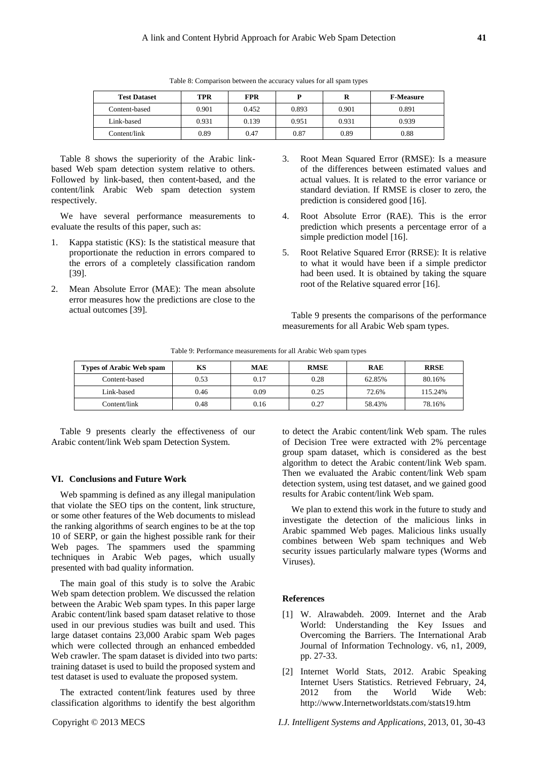Table 8: Comparison between the accuracy values for all spam types

| Test Dataset | TPR | FPR | P | R | F-Measure |
| --- | --- | --- | --- | --- | --- |
| Content-based | 0.901 | 0.452 | 0.893 | 0.901 | 0.891 |
| Link-based | 0.931 | 0.139 | 0.951 | 0.931 | 0.939 |
| Content/link | 0.89 | 0.47 | 0.87 | 0.89 | 0.88 |

Table 8 shows the superiority of the Arabic link-based Web spam detection system relative to others. Followed by link-based, then content-based, and the content/link Arabic Web spam detection system respectively.

We have several performance measurements to evaluate the results of this paper, such as:

1. Kappa statistic (KS): Is the statistical measure that proportionate the reduction in errors compared to the errors of a completely classification random [39].
2. Mean Absolute Error (MAE): The mean absolute error measures how the predictions are close to the actual outcomes [39].
3. Root Mean Squared Error (RMSE): Is a measure of the differences between estimated values and actual values. It is related to the error variance or standard deviation. If RMSE is closer to zero, the prediction is considered good [16].
4. Root Absolute Error (RAE). This is the error prediction which presents a percentage error of a simple prediction model [16].
5. Root Relative Squared Error (RRSE): It is relative to what it would have been if a simple predictor had been used. It is obtained by taking the square root of the Relative squared error [16].

Table 9 presents the comparisons of the performance measurements for all Arabic Web spam types.

Table 9: Performance measurements for all Arabic Web spam types

| Types of Arabic Web spam | KS | MAE | RMSE | RAE | RRSE |
| --- | --- | --- | --- | --- | --- |
| Content-based | 0.53 | 0.17 | 0.28 | 62.85% | 80.16% |
| Link-based | 0.46 | 0.09 | 0.25 | 72.6% | 115.24% |
| Content/link | 0.48 | 0.16 | 0.27 | 58.43% | 78.16% |

Table 9 presents clearly the effectiveness of our Arabic content/link Web spam Detection System.

## VI. Conclusions and Future Work

Web spamming is defined as any illegal manipulation that violate the SEO tips on the content, link structure, or some other features of the Web documents to mislead the ranking algorithms of search engines to be at the top 10 of SERP, or gain the highest possible rank for their Web pages. The spammers used the spamming techniques in Arabic Web pages, which usually presented with bad quality information.

The main goal of this study is to solve the Arabic Web spam detection problem. We discussed the relation between the Arabic Web spam types. In this paper large Arabic content/link based spam dataset relative to those used in our previous studies was built and used. This large dataset contains 23,000 Arabic spam Web pages which were collected through an enhanced embedded Web crawler. The spam dataset is divided into two parts: training dataset is used to build the proposed system and test dataset is used to evaluate the proposed system.

The extracted content/link features used by three classification algorithms to identify the best algorithm to detect the Arabic content/link Web spam. The rules of Decision Tree were extracted with 2% percentage group spam dataset, which is considered as the best algorithm to detect the Arabic content/link Web spam. Then we evaluated the Arabic content/link Web spam detection system, using test dataset, and we gained good results for Arabic content/link Web spam.

We plan to extend this work in the future to study and investigate the detection of the malicious links in Arabic spammed Web pages. Malicious links usually combines between Web spam techniques and Web security issues particularly malware types (Worms and Viruses).

## References

[1] W. Alrawabdeh. 2009. Internet and the Arab World: Understanding the Key Issues and Overcoming the Barriers. The International Arab Journal of Information Technology. v6, n1, 2009, pp. 27-33.

[2] Internet World Stats, 2012. Arabic Speaking Internet Users Statistics. Retrieved February, 24, 2012 from the World Wide Web: http://www.Internetworldstats.com/stats19.htm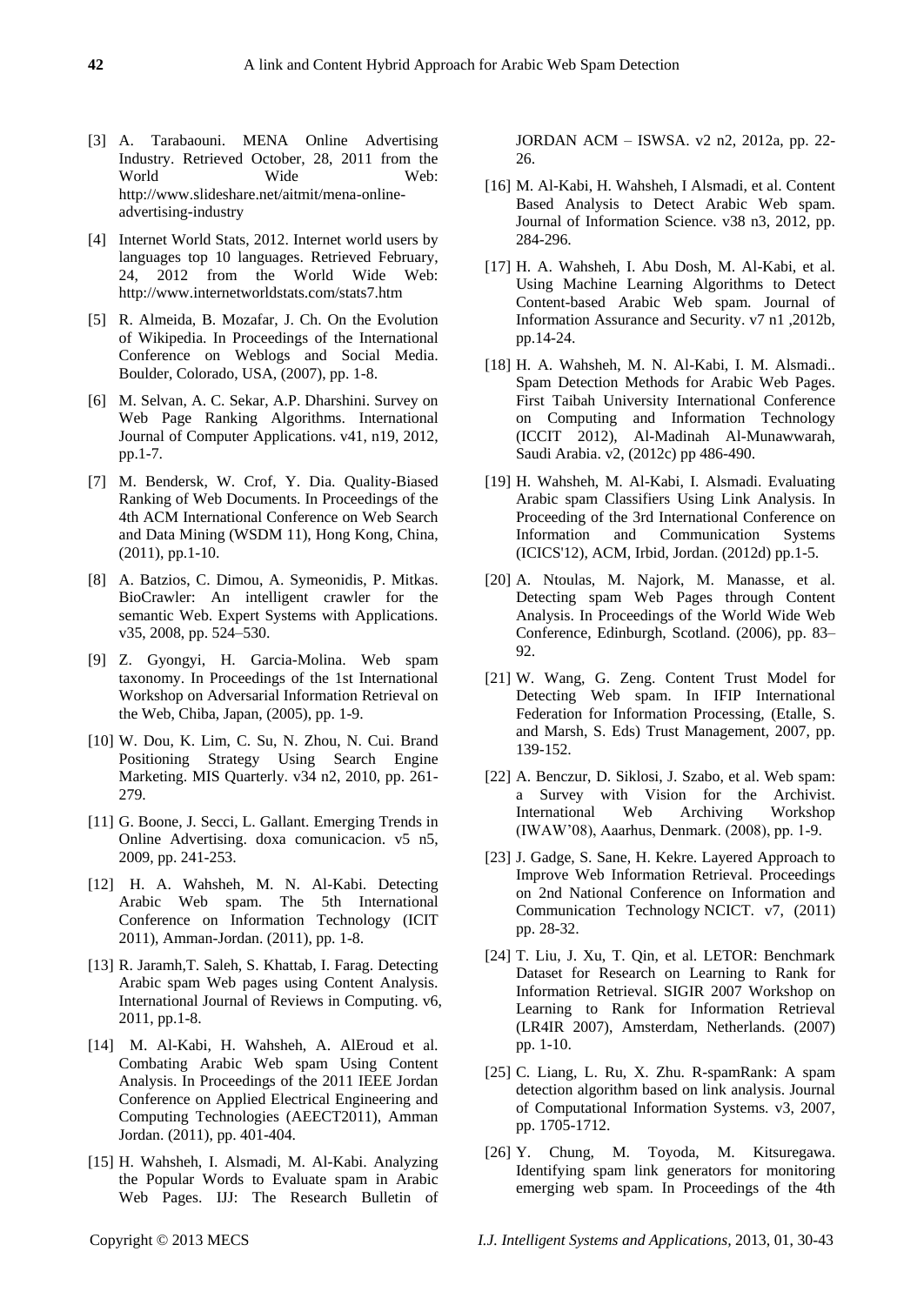[3] A. Tarabaouni. MENA Online Advertising Industry. Retrieved October, 28, 2011 from the World Wide Web: http://www.slideshare.net/aitmit/mena-online-advertising-industry

[4] Internet World Stats, 2012. Internet world users by languages top 10 languages. Retrieved February, 24, 2012 from the World Wide Web: http://www.internetworldstats.com/stats7.htm

[5] R. Almeida, B. Mozafar, J. Ch. On the Evolution of Wikipedia. In Proceedings of the International Conference on Weblogs and Social Media. Boulder, Colorado, USA, (2007), pp. 1-8.

[6] M. Selvan, A. C. Sekar, A.P. Dharshini. Survey on Web Page Ranking Algorithms. International Journal of Computer Applications. v41, n19, 2012, pp.1-7.

[7] M. Bendersk, W. Crof, Y. Dia. Quality-Biased Ranking of Web Documents. In Proceedings of the 4th ACM International Conference on Web Search and Data Mining (WSDM 11), Hong Kong, China, (2011), pp.1-10.

[8] A. Batzios, C. Dimou, A. Symeonidis, P. Mitkas. BioCrawler: An intelligent crawler for the semantic Web. Expert Systems with Applications. v35, 2008, pp. 524–530.

[9] Z. Gyongyi, H. Garcia-Molina. Web spam taxonomy. In Proceedings of the 1st International Workshop on Adversarial Information Retrieval on the Web, Chiba, Japan, (2005), pp. 1-9.

[10] W. Dou, K. Lim, C. Su, N. Zhou, N. Cui. Brand Positioning Strategy Using Search Engine Marketing. MIS Quarterly. v34 n2, 2010, pp. 261-279.

[11] G. Boone, J. Secci, L. Gallant. Emerging Trends in Online Advertising. doxa comunicacion. v5 n5, 2009, pp. 241-253.

[12] H. A. Wahsheh, M. N. Al-Kabi. Detecting Arabic Web spam. The 5th International Conference on Information Technology (ICIT 2011), Amman-Jordan. (2011), pp. 1-8.

[13] R. Jaramh,T. Saleh, S. Khattab, I. Farag. Detecting Arabic spam Web pages using Content Analysis. International Journal of Reviews in Computing. v6, 2011, pp.1-8.

[14] M. Al-Kabi, H. Wahsheh, A. AlEroud et al. Combating Arabic Web spam Using Content Analysis. In Proceedings of the 2011 IEEE Jordan Conference on Applied Electrical Engineering and Computing Technologies (AEECT2011), Amman Jordan. (2011), pp. 401-404.

[15] H. Wahsheh, I. Alsmadi, M. Al-Kabi. Analyzing the Popular Words to Evaluate spam in Arabic Web Pages. IJJ: The Research Bulletin of JORDAN ACM – ISWSA. v2 n2, 2012a, pp. 22-26.

[16] M. Al-Kabi, H. Wahsheh, I Alsmadi, et al. Content Based Analysis to Detect Arabic Web spam. Journal of Information Science. v38 n3, 2012, pp. 284-296.

[17] H. A. Wahsheh, I. Abu Dosh, M. Al-Kabi, et al. Using Machine Learning Algorithms to Detect Content-based Arabic Web spam. Journal of Information Assurance and Security. v7 n1 ,2012b, pp.14-24.

[18] H. A. Wahsheh, M. N. Al-Kabi, I. M. Alsmadi.. Spam Detection Methods for Arabic Web Pages. First Taibah University International Conference on Computing and Information Technology (ICCIT 2012), Al-Madinah Al-Munawwarah, Saudi Arabia. v2, (2012c) pp 486-490.

[19] H. Wahsheh, M. Al-Kabi, I. Alsmadi. Evaluating Arabic spam Classifiers Using Link Analysis. In Proceeding of the 3rd International Conference on Information and Communication Systems (ICICS'12), ACM, Irbid, Jordan. (2012d) pp.1-5.

[20] A. Ntoulas, M. Najork, M. Manasse, et al. Detecting spam Web Pages through Content Analysis. In Proceedings of the World Wide Web Conference, Edinburgh, Scotland. (2006), pp. 83–92.

[21] W. Wang, G. Zeng. Content Trust Model for Detecting Web spam. In IFIP International Federation for Information Processing, (Etalle, S. and Marsh, S. Eds) Trust Management, 2007, pp. 139-152.

[22] A. Benczur, D. Siklosi, J. Szabo, et al. Web spam: a Survey with Vision for the Archivist. International Web Archiving Workshop (IWAW'08), Aaarhus, Denmark. (2008), pp. 1-9.

[23] J. Gadge, S. Sane, H. Kekre. Layered Approach to Improve Web Information Retrieval. Proceedings on 2nd National Conference on Information and Communication Technology NCICT. v7, (2011) pp. 28-32.

[24] T. Liu, J. Xu, T. Qin, et al. LETOR: Benchmark Dataset for Research on Learning to Rank for Information Retrieval. SIGIR 2007 Workshop on Learning to Rank for Information Retrieval (LR4IR 2007), Amsterdam, Netherlands. (2007) pp. 1-10.

[25] C. Liang, L. Ru, X. Zhu. R-spamRank: A spam detection algorithm based on link analysis. Journal of Computational Information Systems. v3, 2007, pp. 1705-1712.

[26] Y. Chung, M. Toyoda, M. Kitsuregawa. Identifying spam link generators for monitoring emerging web spam. In Proceedings of the 4th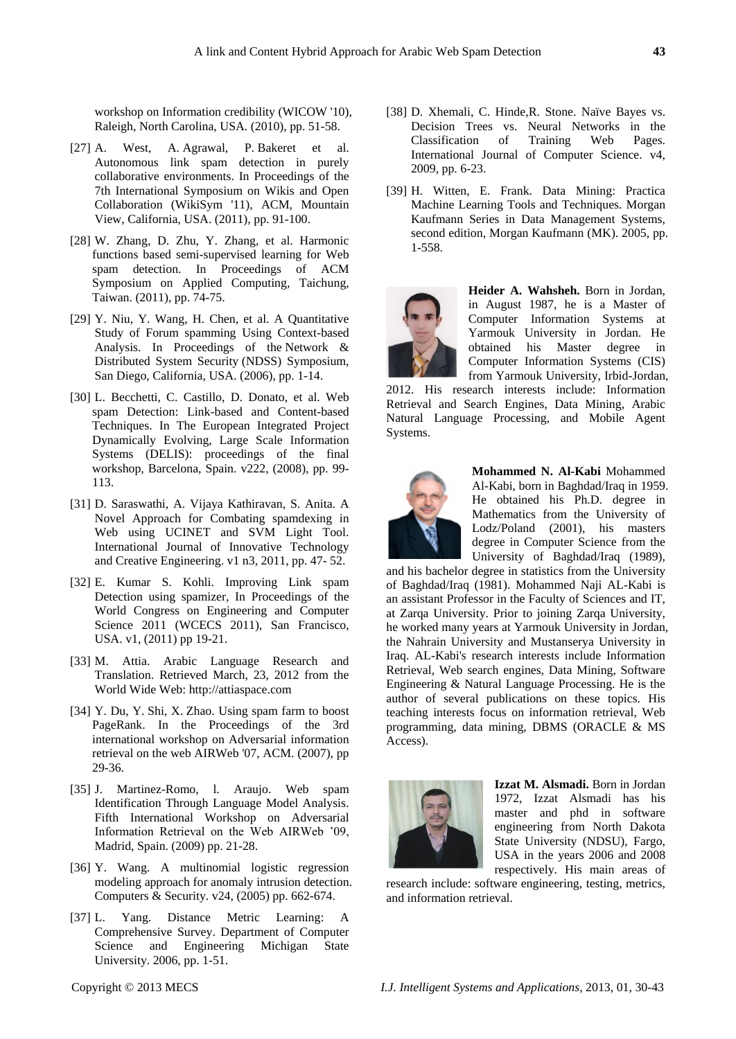workshop on Information credibility (WICOW '10), Raleigh, North Carolina, USA. (2010), pp. 51-58.

[27] A. West, A. Agrawal, P. Bakeret et al. Autonomous link spam detection in purely collaborative environments. In Proceedings of the 7th International Symposium on Wikis and Open Collaboration (WikiSym '11), ACM, Mountain View, California, USA. (2011), pp. 91-100.

[28] W. Zhang, D. Zhu, Y. Zhang, et al. Harmonic functions based semi-supervised learning for Web spam detection. In Proceedings of ACM Symposium on Applied Computing, Taichung, Taiwan. (2011), pp. 74-75.

[29] Y. Niu, Y. Wang, H. Chen, et al. A Quantitative Study of Forum spamming Using Context-based Analysis. In Proceedings of the Network & Distributed System Security (NDSS) Symposium, San Diego, California, USA. (2006), pp. 1-14.

[30] L. Becchetti, C. Castillo, D. Donato, et al. Web spam Detection: Link-based and Content-based Techniques. In The European Integrated Project Dynamically Evolving, Large Scale Information Systems (DELIS): proceedings of the final workshop, Barcelona, Spain. v222, (2008), pp. 99-113.

[31] D. Saraswathi, A. Vijaya Kathiravan, S. Anita. A Novel Approach for Combating spamdexing in Web using UCINET and SVM Light Tool. International Journal of Innovative Technology and Creative Engineering. v1 n3, 2011, pp. 47- 52.

[32] E. Kumar S. Kohli. Improving Link spam Detection using spamizer, In Proceedings of the World Congress on Engineering and Computer Science 2011 (WCECS 2011), San Francisco, USA. v1, (2011) pp 19-21.

[33] M. Attia. Arabic Language Research and Translation. Retrieved March, 23, 2012 from the World Wide Web: http://attiaspace.com

[34] Y. Du, Y. Shi, X. Zhao. Using spam farm to boost PageRank. In the Proceedings of the 3rd international workshop on Adversarial information retrieval on the web AIRWeb '07, ACM. (2007), pp 29-36.

[35] J. Martinez-Romo, l. Araujo. Web spam Identification Through Language Model Analysis. Fifth International Workshop on Adversarial Information Retrieval on the Web AIRWeb '09, Madrid, Spain. (2009) pp. 21-28.

[36] Y. Wang. A multinomial logistic regression modeling approach for anomaly intrusion detection. Computers & Security. v24, (2005) pp. 662-674.

[37] L. Yang. Distance Metric Learning: A Comprehensive Survey. Department of Computer Science and Engineering Michigan State University. 2006, pp. 1-51.

[38] D. Xhemali, C. Hinde,R. Stone. Naïve Bayes vs. Decision Trees vs. Neural Networks in the Classification of Training Web Pages. International Journal of Computer Science. v4, 2009, pp. 6-23.

[39] H. Witten, E. Frank. Data Mining: Practica Machine Learning Tools and Techniques. Morgan Kaufmann Series in Data Management Systems, second edition, Morgan Kaufmann (MK). 2005, pp. 1-558.

**Heider A. Wahsheh.** Born in Jordan, in August 1987, he is a Master of Computer Information Systems at Yarmouk University in Jordan. He obtained his Master degree in Computer Information Systems (CIS) from Yarmouk University, Irbid-Jordan, 2012. His research interests include: Information Retrieval and Search Engines, Data Mining, Arabic Natural Language Processing, and Mobile Agent Systems.

**Mohammed N. Al-Kabi** Mohammed Al-Kabi, born in Baghdad/Iraq in 1959. He obtained his Ph.D. degree in Mathematics from the University of Lodz/Poland (2001), his masters degree in Computer Science from the University of Baghdad/Iraq (1989), and his bachelor degree in statistics from the University of Baghdad/Iraq (1981). Mohammed Naji AL-Kabi is an assistant Professor in the Faculty of Sciences and IT, at Zarqa University. Prior to joining Zarqa University, he worked many years at Yarmouk University in Jordan, the Nahrain University and Mustanserya University in Iraq. AL-Kabi's research interests include Information Retrieval, Web search engines, Data Mining, Software Engineering & Natural Language Processing. He is the author of several publications on these topics. His teaching interests focus on information retrieval, Web programming, data mining, DBMS (ORACLE & MS Access).

**Izzat M. Alsmadi.** Born in Jordan 1972, Izzat Alsmadi has his master and phd in software engineering from North Dakota State University (NDSU), Fargo, USA in the years 2006 and 2008 respectively. His main areas of research include: software engineering, testing, metrics, and information retrieval.